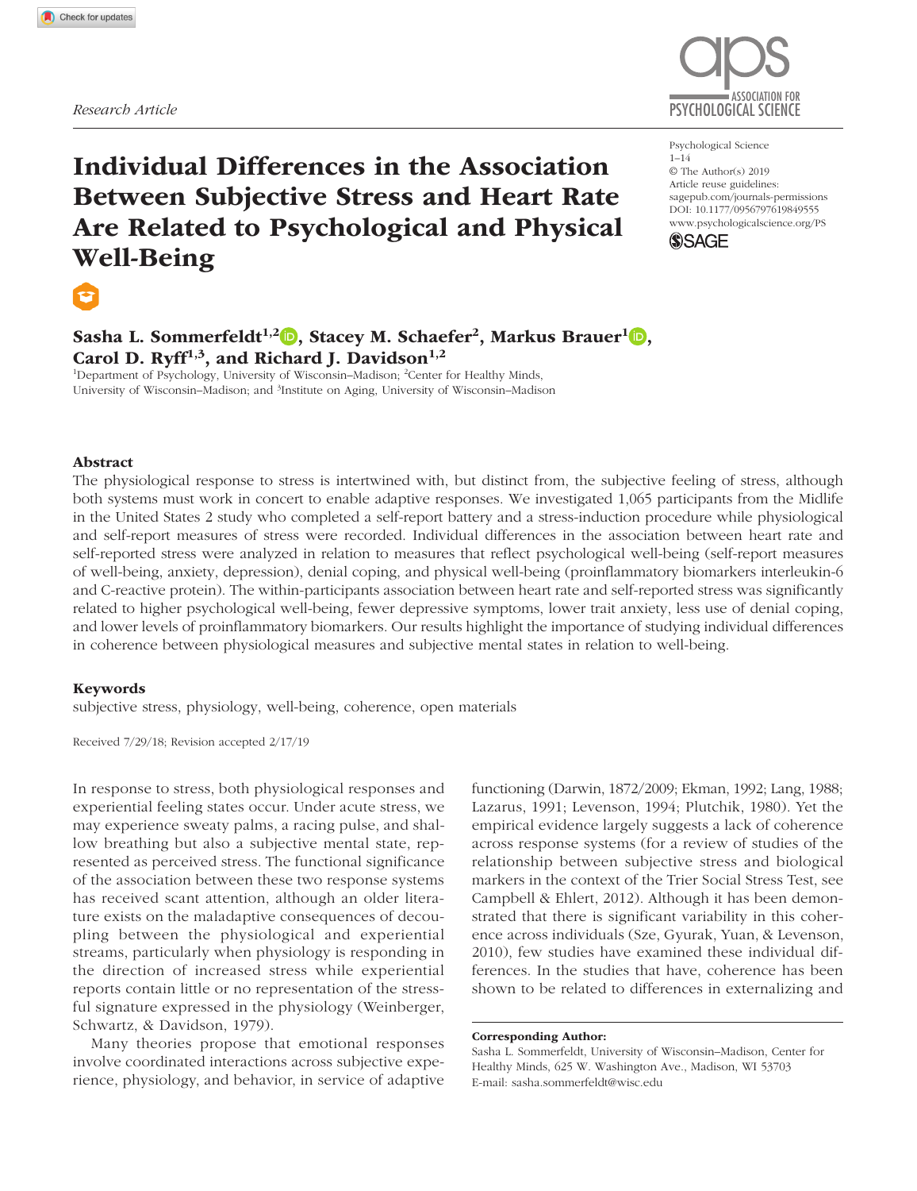*Research Article*

# Individual Differences in the Association Between Subjective Stress and Heart Rate Are Related to Psychological and Physical Well-Being

Psychological Science
1–14
© The Author(s) 2019
Article reuse guidelines: sagepub.com/journals-permissions
DOI: 10.1177/0956797619849555
www.psychologicalscience.org/PS

**Sasha L. Sommerfeldt[1,2], Stacey M. Schaefer[2], Markus Brauer[1], Carol D. Ryff[1,3], and Richard J. Davidson[1,2]**

[1]Department of Psychology, University of Wisconsin–Madison; [2]Center for Healthy Minds, University of Wisconsin–Madison; and [3]Institute on Aging, University of Wisconsin–Madison

## Abstract

The physiological response to stress is intertwined with, but distinct from, the subjective feeling of stress, although both systems must work in concert to enable adaptive responses. We investigated 1,065 participants from the Midlife in the United States 2 study who completed a self-report battery and a stress-induction procedure while physiological and self-report measures of stress were recorded. Individual differences in the association between heart rate and self-reported stress were analyzed in relation to measures that reflect psychological well-being (self-report measures of well-being, anxiety, depression), denial coping, and physical well-being (proinflammatory biomarkers interleukin-6 and C-reactive protein). The within-participants association between heart rate and self-reported stress was significantly related to higher psychological well-being, fewer depressive symptoms, lower trait anxiety, less use of denial coping, and lower levels of proinflammatory biomarkers. Our results highlight the importance of studying individual differences in coherence between physiological measures and subjective mental states in relation to well-being.

### Keywords

subjective stress, physiology, well-being, coherence, open materials

Received 7/29/18; Revision accepted 2/17/19

In response to stress, both physiological responses and experiential feeling states occur. Under acute stress, we may experience sweaty palms, a racing pulse, and shallow breathing but also a subjective mental state, represented as perceived stress. The functional significance of the association between these two response systems has received scant attention, although an older literature exists on the maladaptive consequences of decoupling between the physiological and experiential streams, particularly when physiology is responding in the direction of increased stress while experiential reports contain little or no representation of the stressful signature expressed in the physiology (Weinberger, Schwartz, & Davidson, 1979).

Many theories propose that emotional responses involve coordinated interactions across subjective experience, physiology, and behavior, in service of adaptive functioning (Darwin, 1872/2009; Ekman, 1992; Lang, 1988; Lazarus, 1991; Levenson, 1994; Plutchik, 1980). Yet the empirical evidence largely suggests a lack of coherence across response systems (for a review of studies of the relationship between subjective stress and biological markers in the context of the Trier Social Stress Test, see Campbell & Ehlert, 2012). Although it has been demonstrated that there is significant variability in this coherence across individuals (Sze, Gyurak, Yuan, & Levenson, 2010), few studies have examined these individual differences. In the studies that have, coherence has been shown to be related to differences in externalizing and

**Corresponding Author:**
Sasha L. Sommerfeldt, University of Wisconsin–Madison, Center for Healthy Minds, 625 W. Washington Ave., Madison, WI 53703
E-mail: sasha.sommerfeldt@wisc.edu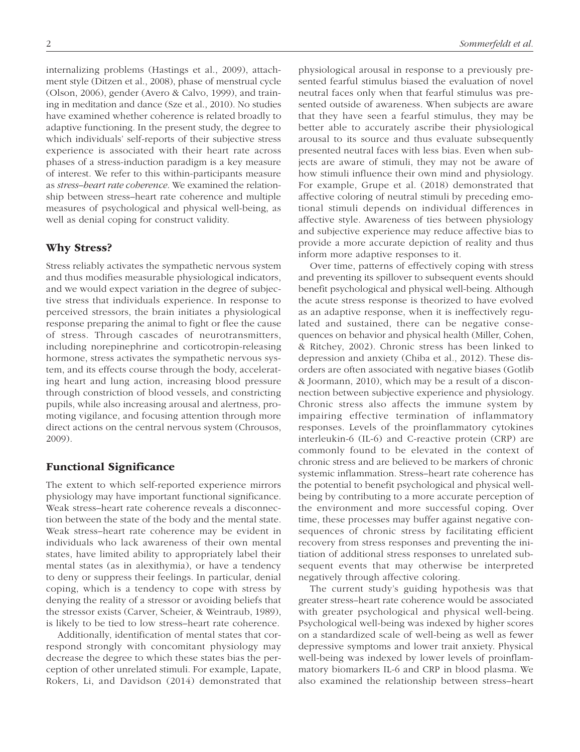internalizing problems (Hastings et al., 2009), attachment style (Ditzen et al., 2008), phase of menstrual cycle (Olson, 2006), gender (Avero & Calvo, 1999), and training in meditation and dance (Sze et al., 2010). No studies have examined whether coherence is related broadly to adaptive functioning. In the present study, the degree to which individuals' self-reports of their subjective stress experience is associated with their heart rate across phases of a stress-induction paradigm is a key measure of interest. We refer to this within-participants measure as *stress–heart rate coherence*. We examined the relationship between stress–heart rate coherence and multiple measures of psychological and physical well-being, as well as denial coping for construct validity.

## Why Stress?

Stress reliably activates the sympathetic nervous system and thus modifies measurable physiological indicators, and we would expect variation in the degree of subjective stress that individuals experience. In response to perceived stressors, the brain initiates a physiological response preparing the animal to fight or flee the cause of stress. Through cascades of neurotransmitters, including norepinephrine and corticotropin-releasing hormone, stress activates the sympathetic nervous system, and its effects course through the body, accelerating heart and lung action, increasing blood pressure through constriction of blood vessels, and constricting pupils, while also increasing arousal and alertness, promoting vigilance, and focusing attention through more direct actions on the central nervous system (Chrousos, 2009).

## Functional Significance

The extent to which self-reported experience mirrors physiology may have important functional significance. Weak stress–heart rate coherence reveals a disconnection between the state of the body and the mental state. Weak stress–heart rate coherence may be evident in individuals who lack awareness of their own mental states, have limited ability to appropriately label their mental states (as in alexithymia), or have a tendency to deny or suppress their feelings. In particular, denial coping, which is a tendency to cope with stress by denying the reality of a stressor or avoiding beliefs that the stressor exists (Carver, Scheier, & Weintraub, 1989), is likely to be tied to low stress–heart rate coherence.

Additionally, identification of mental states that correspond strongly with concomitant physiology may decrease the degree to which these states bias the perception of other unrelated stimuli. For example, Lapate, Rokers, Li, and Davidson (2014) demonstrated that physiological arousal in response to a previously presented fearful stimulus biased the evaluation of novel neutral faces only when that fearful stimulus was presented outside of awareness. When subjects are aware that they have seen a fearful stimulus, they may be better able to accurately ascribe their physiological arousal to its source and thus evaluate subsequently presented neutral faces with less bias. Even when subjects are aware of stimuli, they may not be aware of how stimuli influence their own mind and physiology. For example, Grupe et al. (2018) demonstrated that affective coloring of neutral stimuli by preceding emotional stimuli depends on individual differences in affective style. Awareness of ties between physiology and subjective experience may reduce affective bias to provide a more accurate depiction of reality and thus inform more adaptive responses to it.

Over time, patterns of effectively coping with stress and preventing its spillover to subsequent events should benefit psychological and physical well-being. Although the acute stress response is theorized to have evolved as an adaptive response, when it is ineffectively regulated and sustained, there can be negative consequences on behavior and physical health (Miller, Cohen, & Ritchey, 2002). Chronic stress has been linked to depression and anxiety (Chiba et al., 2012). These disorders are often associated with negative biases (Gotlib & Joormann, 2010), which may be a result of a disconnection between subjective experience and physiology. Chronic stress also affects the immune system by impairing effective termination of inflammatory responses. Levels of the proinflammatory cytokines interleukin-6 (IL-6) and C-reactive protein (CRP) are commonly found to be elevated in the context of chronic stress and are believed to be markers of chronic systemic inflammation. Stress–heart rate coherence has the potential to benefit psychological and physical well-being by contributing to a more accurate perception of the environment and more successful coping. Over time, these processes may buffer against negative consequences of chronic stress by facilitating efficient recovery from stress responses and preventing the initiation of additional stress responses to unrelated subsequent events that may otherwise be interpreted negatively through affective coloring.

The current study's guiding hypothesis was that greater stress–heart rate coherence would be associated with greater psychological and physical well-being. Psychological well-being was indexed by higher scores on a standardized scale of well-being as well as fewer depressive symptoms and lower trait anxiety. Physical well-being was indexed by lower levels of proinflammatory biomarkers IL-6 and CRP in blood plasma. We also examined the relationship between stress–heart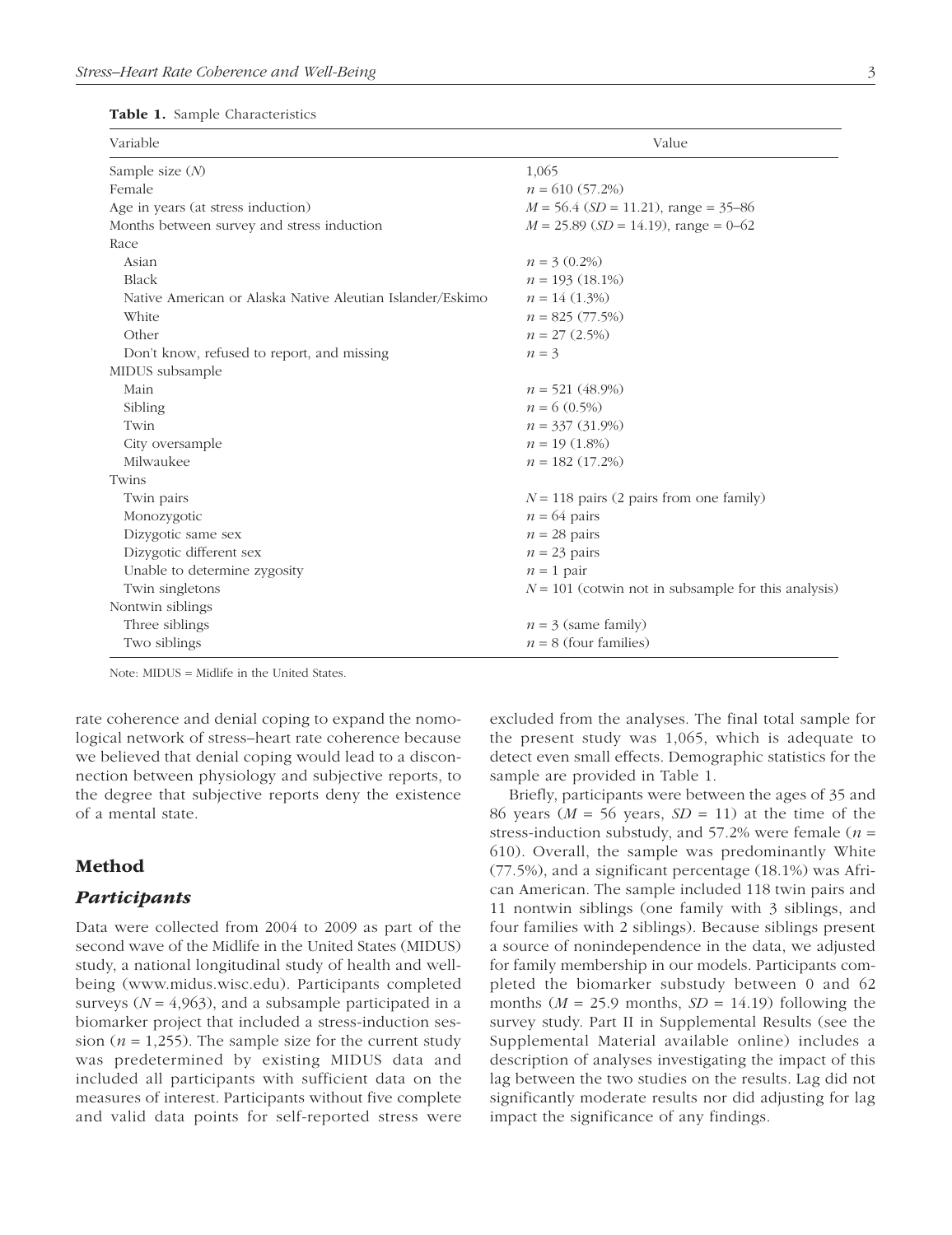**Table 1.** Sample Characteristics

| Variable | Value |
|---|---|
| Sample size ($N$) | 1,065 |
| Female | $n$ = 610 (57.2%) |
| Age in years (at stress induction) | $M$ = 56.4 ($SD$ = 11.21), range = 35–86 |
| Months between survey and stress induction | $M$ = 25.89 ($SD$ = 14.19), range = 0–62 |
| Race | |
| Asian | $n$ = 3 (0.2%) |
| Black | $n$ = 193 (18.1%) |
| Native American or Alaska Native Aleutian Islander/Eskimo | $n$ = 14 (1.3%) |
| White | $n$ = 825 (77.5%) |
| Other | $n$ = 27 (2.5%) |
| Don't know, refused to report, and missing | $n$ = 3 |
| MIDUS subsample | |
| Main | $n$ = 521 (48.9%) |
| Sibling | $n$ = 6 (0.5%) |
| Twin | $n$ = 337 (31.9%) |
| City oversample | $n$ = 19 (1.8%) |
| Milwaukee | $n$ = 182 (17.2%) |
| Twins | |
| Twin pairs | $N$ = 118 pairs (2 pairs from one family) |
| Monozygotic | $n$ = 64 pairs |
| Dizygotic same sex | $n$ = 28 pairs |
| Dizygotic different sex | $n$ = 23 pairs |
| Unable to determine zygosity | $n$ = 1 pair |
| Twin singletons | $N$ = 101 (cotwin not in subsample for this analysis) |
| Nontwin siblings | |
| Three siblings | $n$ = 3 (same family) |
| Two siblings | $n$ = 8 (four families) |

Note: MIDUS = Midlife in the United States.

rate coherence and denial coping to expand the nomological network of stress–heart rate coherence because we believed that denial coping would lead to a disconnection between physiology and subjective reports, to the degree that subjective reports deny the existence of a mental state.

## Method

### Participants

Data were collected from 2004 to 2009 as part of the second wave of the Midlife in the United States (MIDUS) study, a national longitudinal study of health and well-being (www.midus.wisc.edu). Participants completed surveys ($N$ = 4,963), and a subsample participated in a biomarker project that included a stress-induction session ($n$ = 1,255). The sample size for the current study was predetermined by existing MIDUS data and included all participants with sufficient data on the measures of interest. Participants without five complete and valid data points for self-reported stress were excluded from the analyses. The final total sample for the present study was 1,065, which is adequate to detect even small effects. Demographic statistics for the sample are provided in Table 1.

Briefly, participants were between the ages of 35 and 86 years ($M$ = 56 years, $SD$ = 11) at the time of the stress-induction substudy, and 57.2% were female ($n$ = 610). Overall, the sample was predominantly White (77.5%), and a significant percentage (18.1%) was African American. The sample included 118 twin pairs and 11 nontwin siblings (one family with 3 siblings, and four families with 2 siblings). Because siblings present a source of nonindependence in the data, we adjusted for family membership in our models. Participants completed the biomarker substudy between 0 and 62 months ($M$ = 25.9 months, $SD$ = 14.19) following the survey study. Part II in Supplemental Results (see the Supplemental Material available online) includes a description of analyses investigating the impact of this lag between the two studies on the results. Lag did not significantly moderate results nor did adjusting for lag impact the significance of any findings.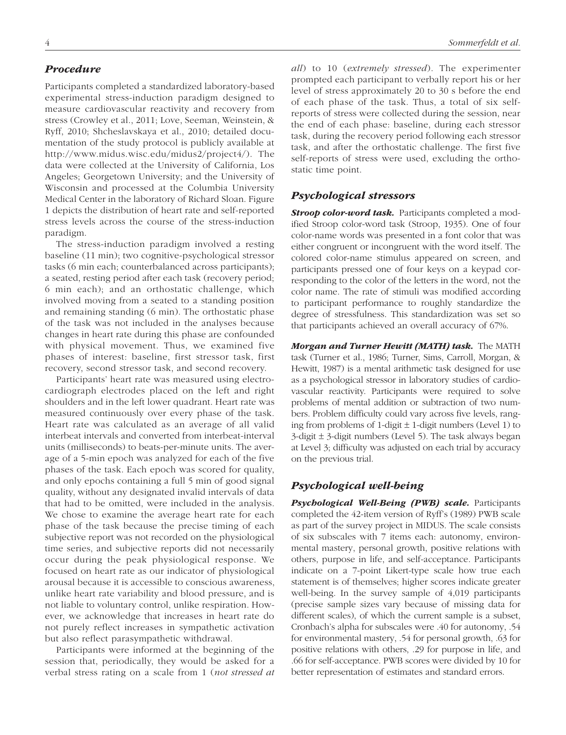## *Procedure*

Participants completed a standardized laboratory-based experimental stress-induction paradigm designed to measure cardiovascular reactivity and recovery from stress (Crowley et al., 2011; Love, Seeman, Weinstein, & Ryff, 2010; Shcheslavskaya et al., 2010; detailed documentation of the study protocol is publicly available at http://www.midus.wisc.edu/midus2/project4/). The data were collected at the University of California, Los Angeles; Georgetown University; and the University of Wisconsin and processed at the Columbia University Medical Center in the laboratory of Richard Sloan. Figure 1 depicts the distribution of heart rate and self-reported stress levels across the course of the stress-induction paradigm.

The stress-induction paradigm involved a resting baseline (11 min); two cognitive-psychological stressor tasks (6 min each; counterbalanced across participants); a seated, resting period after each task (recovery period; 6 min each); and an orthostatic challenge, which involved moving from a seated to a standing position and remaining standing (6 min). The orthostatic phase of the task was not included in the analyses because changes in heart rate during this phase are confounded with physical movement. Thus, we examined five phases of interest: baseline, first stressor task, first recovery, second stressor task, and second recovery.

Participants' heart rate was measured using electrocardiograph electrodes placed on the left and right shoulders and in the left lower quadrant. Heart rate was measured continuously over every phase of the task. Heart rate was calculated as an average of all valid interbeat intervals and converted from interbeat-interval units (milliseconds) to beats-per-minute units. The average of a 5-min epoch was analyzed for each of the five phases of the task. Each epoch was scored for quality, and only epochs containing a full 5 min of good signal quality, without any designated invalid intervals of data that had to be omitted, were included in the analysis. We chose to examine the average heart rate for each phase of the task because the precise timing of each subjective report was not recorded on the physiological time series, and subjective reports did not necessarily occur during the peak physiological response. We focused on heart rate as our indicator of physiological arousal because it is accessible to conscious awareness, unlike heart rate variability and blood pressure, and is not liable to voluntary control, unlike respiration. However, we acknowledge that increases in heart rate do not purely reflect increases in sympathetic activation but also reflect parasympathetic withdrawal.

Participants were informed at the beginning of the session that, periodically, they would be asked for a verbal stress rating on a scale from 1 (*not stressed at all*) to 10 (*extremely stressed*). The experimenter prompted each participant to verbally report his or her level of stress approximately 20 to 30 s before the end of each phase of the task. Thus, a total of six self-reports of stress were collected during the session, near the end of each phase: baseline, during each stressor task, during the recovery period following each stressor task, and after the orthostatic challenge. The first five self-reports of stress were used, excluding the orthostatic time point.

## *Psychological stressors*

***Stroop color-word task.*** Participants completed a modified Stroop color-word task (Stroop, 1935). One of four color-name words was presented in a font color that was either congruent or incongruent with the word itself. The colored color-name stimulus appeared on screen, and participants pressed one of four keys on a keypad corresponding to the color of the letters in the word, not the color name. The rate of stimuli was modified according to participant performance to roughly standardize the degree of stressfulness. This standardization was set so that participants achieved an overall accuracy of 67%.

***Morgan and Turner Hewitt (MATH) task.*** The MATH task (Turner et al., 1986; Turner, Sims, Carroll, Morgan, & Hewitt, 1987) is a mental arithmetic task designed for use as a psychological stressor in laboratory studies of cardiovascular reactivity. Participants were required to solve problems of mental addition or subtraction of two numbers. Problem difficulty could vary across five levels, ranging from problems of 1-digit ± 1-digit numbers (Level 1) to 3-digit ± 3-digit numbers (Level 5). The task always began at Level 3; difficulty was adjusted on each trial by accuracy on the previous trial.

## *Psychological well-being*

***Psychological Well-Being (PWB) scale.*** Participants completed the 42-item version of Ryff's (1989) PWB scale as part of the survey project in MIDUS. The scale consists of six subscales with 7 items each: autonomy, environmental mastery, personal growth, positive relations with others, purpose in life, and self-acceptance. Participants indicate on a 7-point Likert-type scale how true each statement is of themselves; higher scores indicate greater well-being. In the survey sample of 4,019 participants (precise sample sizes vary because of missing data for different scales), of which the current sample is a subset, Cronbach's alpha for subscales were .40 for autonomy, .54 for environmental mastery, .54 for personal growth, .63 for positive relations with others, .29 for purpose in life, and .66 for self-acceptance. PWB scores were divided by 10 for better representation of estimates and standard errors.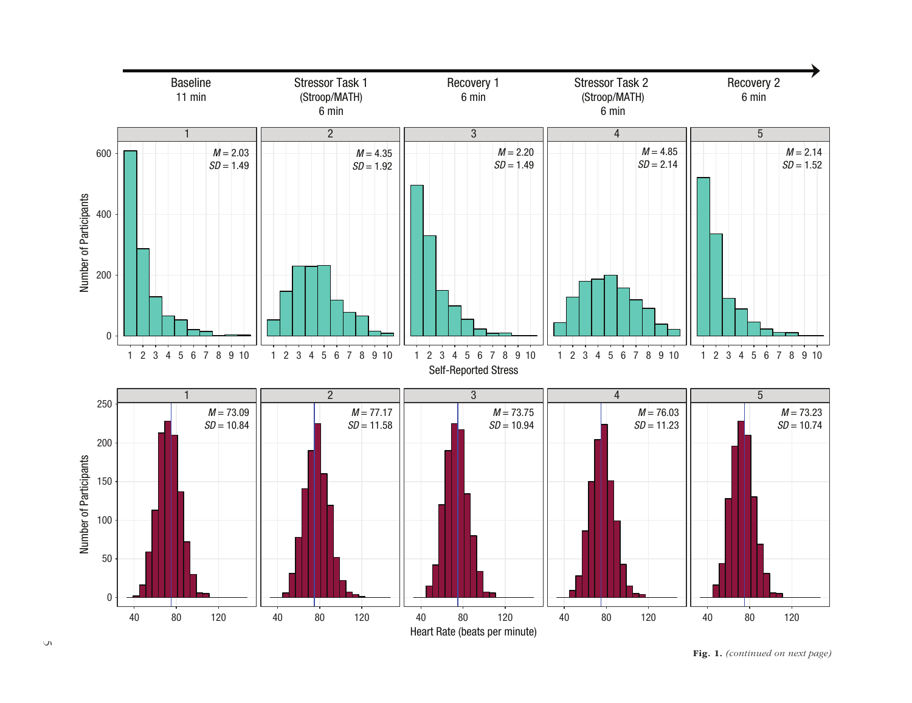Fig. 1. *(continued on next page)*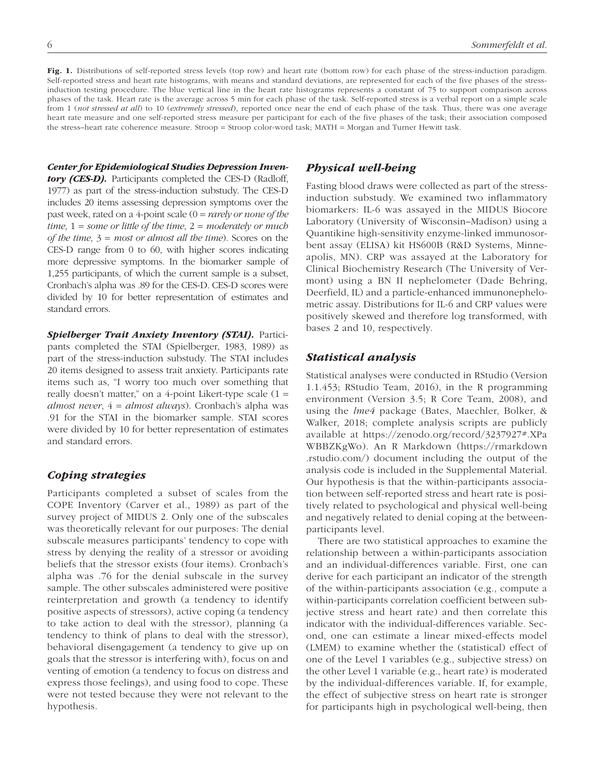**Fig. 1.** Distributions of self-reported stress levels (top row) and heart rate (bottom row) for each phase of the stress-induction paradigm. Self-reported stress and heart rate histograms, with means and standard deviations, are represented for each of the five phases of the stress-induction testing procedure. The blue vertical line in the heart rate histograms represents a constant of 75 to support comparison across phases of the task. Heart rate is the average across 5 min for each phase of the task. Self-reported stress is a verbal report on a simple scale from 1 (*not stressed at all*) to 10 (*extremely stressed*), reported once near the end of each phase of the task. Thus, there was one average heart rate measure and one self-reported stress measure per participant for each of the five phases of the task; their association composed the stress–heart rate coherence measure. Stroop = Stroop color-word task; MATH = Morgan and Turner Hewitt task.

***Center for Epidemiological Studies Depression Inventory (CES-D).*** Participants completed the CES-D (Radloff, 1977) as part of the stress-induction substudy. The CES-D includes 20 items assessing depression symptoms over the past week, rated on a 4-point scale (0 = *rarely or none of the time*, 1 = *some or little of the time*, 2 = *moderately or much of the time*, 3 = *most or almost all the time*). Scores on the CES-D range from 0 to 60, with higher scores indicating more depressive symptoms. In the biomarker sample of 1,255 participants, of which the current sample is a subset, Cronbach's alpha was .89 for the CES-D. CES-D scores were divided by 10 for better representation of estimates and standard errors.

***Spielberger Trait Anxiety Inventory (STAI).*** Participants completed the STAI (Spielberger, 1983, 1989) as part of the stress-induction substudy. The STAI includes 20 items designed to assess trait anxiety. Participants rate items such as, "I worry too much over something that really doesn't matter," on a 4-point Likert-type scale (1 = *almost never*, 4 = *almost always*). Cronbach's alpha was .91 for the STAI in the biomarker sample. STAI scores were divided by 10 for better representation of estimates and standard errors.

### *Coping strategies*

Participants completed a subset of scales from the COPE Inventory (Carver et al., 1989) as part of the survey project of MIDUS 2. Only one of the subscales was theoretically relevant for our purposes: The denial subscale measures participants' tendency to cope with stress by denying the reality of a stressor or avoiding beliefs that the stressor exists (four items). Cronbach's alpha was .76 for the denial subscale in the survey sample. The other subscales administered were positive reinterpretation and growth (a tendency to identify positive aspects of stressors), active coping (a tendency to take action to deal with the stressor), planning (a tendency to think of plans to deal with the stressor), behavioral disengagement (a tendency to give up on goals that the stressor is interfering with), focus on and venting of emotion (a tendency to focus on distress and express those feelings), and using food to cope. These were not tested because they were not relevant to the hypothesis.

### *Physical well-being*

Fasting blood draws were collected as part of the stress-induction substudy. We examined two inflammatory biomarkers: IL-6 was assayed in the MIDUS Biocore Laboratory (University of Wisconsin–Madison) using a Quantikine high-sensitivity enzyme-linked immunosorbent assay (ELISA) kit HS600B (R&D Systems, Minneapolis, MN). CRP was assayed at the Laboratory for Clinical Biochemistry Research (The University of Vermont) using a BN II nephelometer (Dade Behring, Deerfield, IL) and a particle-enhanced immunonephelometric assay. Distributions for IL-6 and CRP values were positively skewed and therefore log transformed, with bases 2 and 10, respectively.

### *Statistical analysis*

Statistical analyses were conducted in RStudio (Version 1.1.453; RStudio Team, 2016), in the R programming environment (Version 3.5; R Core Team, 2008), and using the *lme4* package (Bates, Maechler, Bolker, & Walker, 2018; complete analysis scripts are publicly available at https://zenodo.org/record/3237927#.XPaWBBZKgWo). An R Markdown (https://rmarkdown.rstudio.com/) document including the output of the analysis code is included in the Supplemental Material. Our hypothesis is that the within-participants association between self-reported stress and heart rate is positively related to psychological and physical well-being and negatively related to denial coping at the between-participants level.

There are two statistical approaches to examine the relationship between a within-participants association and an individual-differences variable. First, one can derive for each participant an indicator of the strength of the within-participants association (e.g., compute a within-participants correlation coefficient between subjective stress and heart rate) and then correlate this indicator with the individual-differences variable. Second, one can estimate a linear mixed-effects model (LMEM) to examine whether the (statistical) effect of one of the Level 1 variables (e.g., subjective stress) on the other Level 1 variable (e.g., heart rate) is moderated by the individual-differences variable. If, for example, the effect of subjective stress on heart rate is stronger for participants high in psychological well-being, then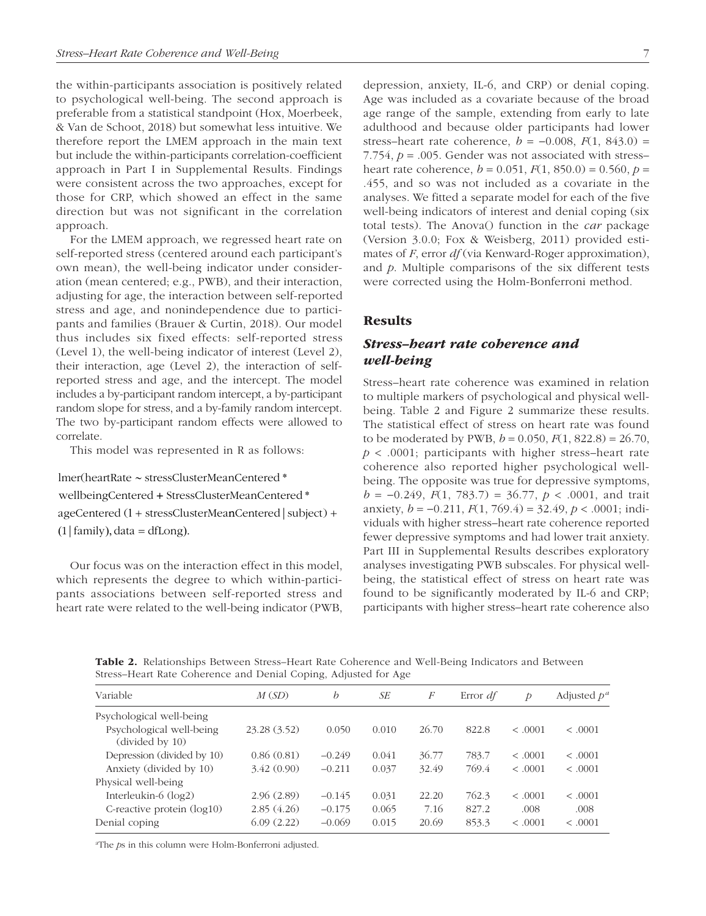the within-participants association is positively related to psychological well-being. The second approach is preferable from a statistical standpoint (Hox, Moerbeek, & Van de Schoot, 2018) but somewhat less intuitive. We therefore report the LMEM approach in the main text but include the within-participants correlation-coefficient approach in Part I in Supplemental Results. Findings were consistent across the two approaches, except for those for CRP, which showed an effect in the same direction but was not significant in the correlation approach.

For the LMEM approach, we regressed heart rate on self-reported stress (centered around each participant's own mean), the well-being indicator under consideration (mean centered; e.g., PWB), and their interaction, adjusting for age, the interaction between self-reported stress and age, and nonindependence due to participants and families (Brauer & Curtin, 2018). Our model thus includes six fixed effects: self-reported stress (Level 1), the well-being indicator of interest (Level 2), their interaction, age (Level 2), the interaction of self-reported stress and age, and the intercept. The model includes a by-participant random intercept, a by-participant random slope for stress, and a by-family random intercept. The two by-participant random effects were allowed to correlate.

This model was represented in R as follows:

```
lmer(heartRate ~ stressClusterMeanCentered *
wellbeingCentered + StressClusterMeanCentered *
ageCentered (1 + stressClusterMeanCentered | subject) +
(1 | family), data = dfLong).
```

Our focus was on the interaction effect in this model, which represents the degree to which within-participants associations between self-reported stress and heart rate were related to the well-being indicator (PWB, depression, anxiety, IL-6, and CRP) or denial coping. Age was included as a covariate because of the broad age range of the sample, extending from early to late adulthood and because older participants had lower stress–heart rate coherence, $b = -0.008$, $F(1, 843.0) = 7.754$, $p = .005$. Gender was not associated with stress–heart rate coherence, $b = 0.051$, $F(1, 850.0) = 0.560$, $p = .455$, and so was not included as a covariate in the analyses. We fitted a separate model for each of the five well-being indicators of interest and denial coping (six total tests). The Anova() function in the *car* package (Version 3.0.0; Fox & Weisberg, 2011) provided estimates of $F$, error $df$ (via Kenward-Roger approximation), and $p$. Multiple comparisons of the six different tests were corrected using the Holm-Bonferroni method.

## Results

### Stress–heart rate coherence and well-being

Stress–heart rate coherence was examined in relation to multiple markers of psychological and physical well-being. Table 2 and Figure 2 summarize these results. The statistical effect of stress on heart rate was found to be moderated by PWB, $b = 0.050$, $F(1, 822.8) = 26.70$, $p < .0001$; participants with higher stress–heart rate coherence also reported higher psychological well-being. The opposite was true for depressive symptoms, $b = -0.249$, $F(1, 783.7) = 36.77$, $p < .0001$, and trait anxiety, $b = -0.211$, $F(1, 769.4) = 32.49$, $p < .0001$; individuals with higher stress–heart rate coherence reported fewer depressive symptoms and had lower trait anxiety. Part III in Supplemental Results describes exploratory analyses investigating PWB subscales. For physical well-being, the statistical effect of stress on heart rate was found to be significantly moderated by IL-6 and CRP; participants with higher stress–heart rate coherence also

**Table 2.** Relationships Between Stress–Heart Rate Coherence and Well-Being Indicators and Between Stress–Heart Rate Coherence and Denial Coping, Adjusted for Age

| Variable | *M* (*SD*) | *b* | *SE* | *F* | Error *df* | *p* | Adjusted $p^a$ |
|---|---|---|---|---|---|---|---|
| Psychological well-being | | | | | | | |
| Psychological well-being (divided by 10) | 23.28 (3.52) | 0.050 | 0.010 | 26.70 | 822.8 | < .0001 | < .0001 |
| Depression (divided by 10) | 0.86 (0.81) | −0.249 | 0.041 | 36.77 | 783.7 | < .0001 | < .0001 |
| Anxiety (divided by 10) | 3.42 (0.90) | −0.211 | 0.037 | 32.49 | 769.4 | < .0001 | < .0001 |
| Physical well-being | | | | | | | |
| Interleukin-6 (log2) | 2.96 (2.89) | −0.145 | 0.031 | 22.20 | 762.3 | < .0001 | < .0001 |
| C-reactive protein (log10) | 2.85 (4.26) | −0.175 | 0.065 | 7.16 | 827.2 | .008 | .008 |
| Denial coping | 6.09 (2.22) | −0.069 | 0.015 | 20.69 | 853.3 | < .0001 | < .0001 |

[a]The *p*s in this column were Holm-Bonferroni adjusted.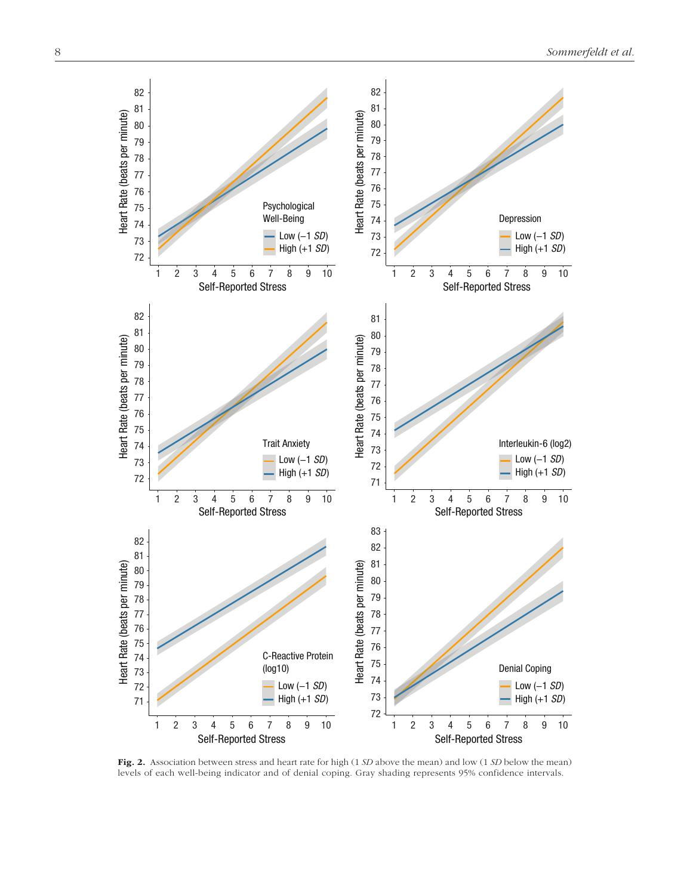**Fig. 2.** Association between stress and heart rate for high (1 *SD* above the mean) and low (1 *SD* below the mean) levels of each well-being indicator and of denial coping. Gray shading represents 95% confidence intervals.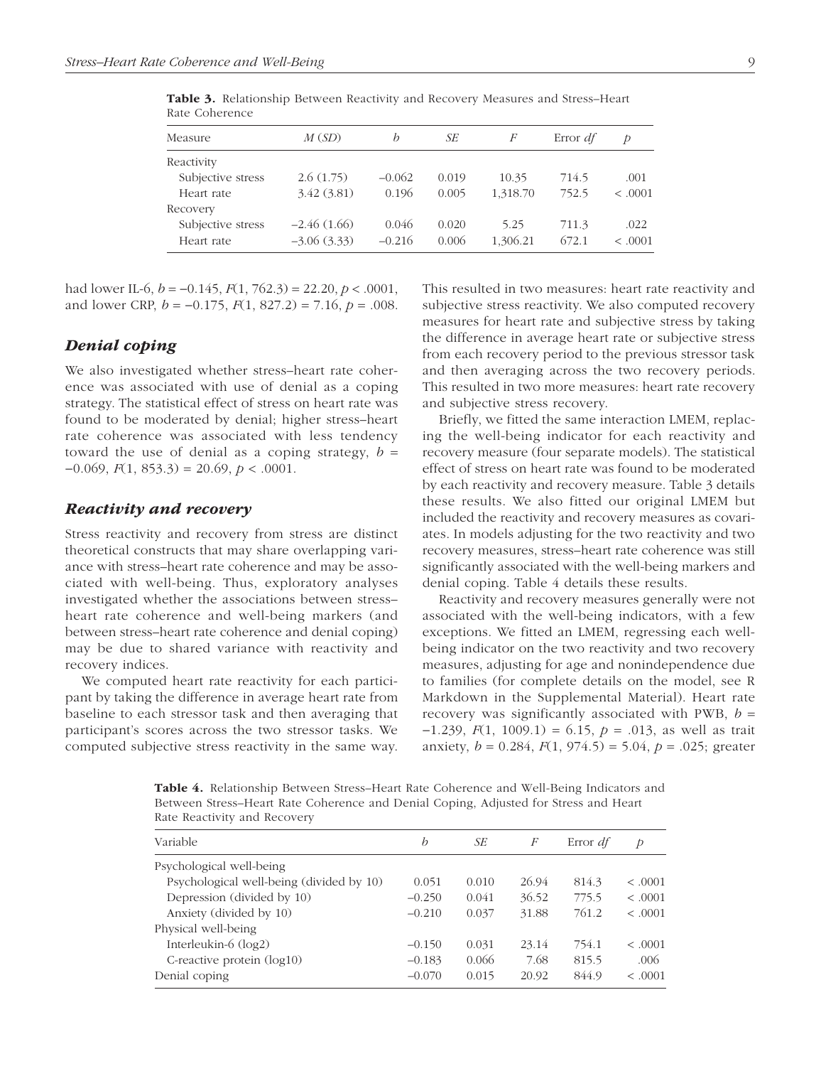**Table 3.** Relationship Between Reactivity and Recovery Measures and Stress–Heart Rate Coherence

| Measure | *M* (*SD*) | *b* | *SE* | *F* | Error *df* | *p* |
|---|---|---|---|---|---|---|
| Reactivity | | | | | | |
| Subjective stress | 2.6 (1.75) | −0.062 | 0.019 | 10.35 | 714.5 | .001 |
| Heart rate | 3.42 (3.81) | 0.196 | 0.005 | 1,318.70 | 752.5 | < .0001 |
| Recovery | | | | | | |
| Subjective stress | −2.46 (1.66) | 0.046 | 0.020 | 5.25 | 711.3 | .022 |
| Heart rate | −3.06 (3.33) | −0.216 | 0.006 | 1,306.21 | 672.1 | < .0001 |

had lower IL-6, $b = -0.145$, $F(1, 762.3) = 22.20$, $p < .0001$, and lower CRP, $b = -0.175$, $F(1, 827.2) = 7.16$, $p = .008$.

### *Denial coping*

We also investigated whether stress–heart rate coherence was associated with use of denial as a coping strategy. The statistical effect of stress on heart rate was found to be moderated by denial; higher stress–heart rate coherence was associated with less tendency toward the use of denial as a coping strategy, $b = -0.069$, $F(1, 853.3) = 20.69$, $p < .0001$.

### *Reactivity and recovery*

Stress reactivity and recovery from stress are distinct theoretical constructs that may share overlapping variance with stress–heart rate coherence and may be associated with well-being. Thus, exploratory analyses investigated whether the associations between stress–heart rate coherence and well-being markers (and between stress–heart rate coherence and denial coping) may be due to shared variance with reactivity and recovery indices.

We computed heart rate reactivity for each participant by taking the difference in average heart rate from baseline to each stressor task and then averaging that participant's scores across the two stressor tasks. We computed subjective stress reactivity in the same way. This resulted in two measures: heart rate reactivity and subjective stress reactivity. We also computed recovery measures for heart rate and subjective stress by taking the difference in average heart rate or subjective stress from each recovery period to the previous stressor task and then averaging across the two recovery periods. This resulted in two more measures: heart rate recovery and subjective stress recovery.

Briefly, we fitted the same interaction LMEM, replacing the well-being indicator for each reactivity and recovery measure (four separate models). The statistical effect of stress on heart rate was found to be moderated by each reactivity and recovery measure. Table 3 details these results. We also fitted our original LMEM but included the reactivity and recovery measures as covariates. In models adjusting for the two reactivity and two recovery measures, stress–heart rate coherence was still significantly associated with the well-being markers and denial coping. Table 4 details these results.

Reactivity and recovery measures generally were not associated with the well-being indicators, with a few exceptions. We fitted an LMEM, regressing each well-being indicator on the two reactivity and two recovery measures, adjusting for age and nonindependence due to families (for complete details on the model, see R Markdown in the Supplemental Material). Heart rate recovery was significantly associated with PWB, $b = -1.239$, $F(1, 1009.1) = 6.15$, $p = .013$, as well as trait anxiety, $b = 0.284$, $F(1, 974.5) = 5.04$, $p = .025$; greater

**Table 4.** Relationship Between Stress–Heart Rate Coherence and Well-Being Indicators and Between Stress–Heart Rate Coherence and Denial Coping, Adjusted for Stress and Heart Rate Reactivity and Recovery

| Variable | *b* | *SE* | *F* | Error *df* | *p* |
|---|---|---|---|---|---|
| Psychological well-being | | | | | |
| Psychological well-being (divided by 10) | 0.051 | 0.010 | 26.94 | 814.3 | < .0001 |
| Depression (divided by 10) | −0.250 | 0.041 | 36.52 | 775.5 | < .0001 |
| Anxiety (divided by 10) | −0.210 | 0.037 | 31.88 | 761.2 | < .0001 |
| Physical well-being | | | | | |
| Interleukin-6 (log2) | −0.150 | 0.031 | 23.14 | 754.1 | < .0001 |
| C-reactive protein (log10) | −0.183 | 0.066 | 7.68 | 815.5 | .006 |
| Denial coping | −0.070 | 0.015 | 20.92 | 844.9 | < .0001 |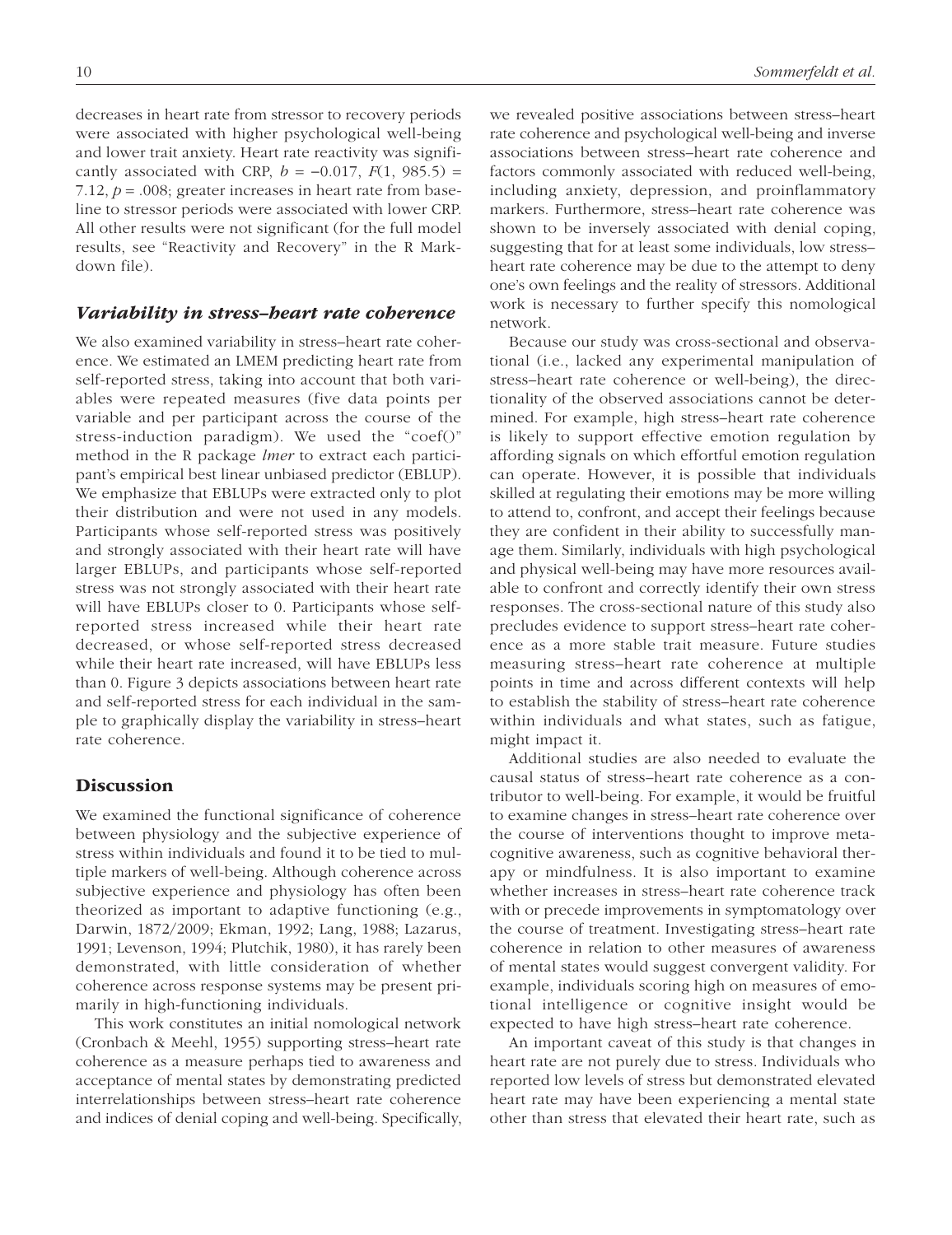decreases in heart rate from stressor to recovery periods were associated with higher psychological well-being and lower trait anxiety. Heart rate reactivity was significantly associated with CRP, $b = -0.017$, $F(1, 985.5) = 7.12$, $p = .008$; greater increases in heart rate from baseline to stressor periods were associated with lower CRP. All other results were not significant (for the full model results, see "Reactivity and Recovery" in the R Markdown file).

### *Variability in stress–heart rate coherence*

We also examined variability in stress–heart rate coherence. We estimated an LMEM predicting heart rate from self-reported stress, taking into account that both variables were repeated measures (five data points per variable and per participant across the course of the stress-induction paradigm). We used the "coef()" method in the R package *lmer* to extract each participant's empirical best linear unbiased predictor (EBLUP). We emphasize that EBLUPs were extracted only to plot their distribution and were not used in any models. Participants whose self-reported stress was positively and strongly associated with their heart rate will have larger EBLUPs, and participants whose self-reported stress was not strongly associated with their heart rate will have EBLUPs closer to 0. Participants whose self-reported stress increased while their heart rate decreased, or whose self-reported stress decreased while their heart rate increased, will have EBLUPs less than 0. Figure 3 depicts associations between heart rate and self-reported stress for each individual in the sample to graphically display the variability in stress–heart rate coherence.

## Discussion

We examined the functional significance of coherence between physiology and the subjective experience of stress within individuals and found it to be tied to multiple markers of well-being. Although coherence across subjective experience and physiology has often been theorized as important to adaptive functioning (e.g., Darwin, 1872/2009; Ekman, 1992; Lang, 1988; Lazarus, 1991; Levenson, 1994; Plutchik, 1980), it has rarely been demonstrated, with little consideration of whether coherence across response systems may be present primarily in high-functioning individuals.

This work constitutes an initial nomological network (Cronbach & Meehl, 1955) supporting stress–heart rate coherence as a measure perhaps tied to awareness and acceptance of mental states by demonstrating predicted interrelationships between stress–heart rate coherence and indices of denial coping and well-being. Specifically, we revealed positive associations between stress–heart rate coherence and psychological well-being and inverse associations between stress–heart rate coherence and factors commonly associated with reduced well-being, including anxiety, depression, and proinflammatory markers. Furthermore, stress–heart rate coherence was shown to be inversely associated with denial coping, suggesting that for at least some individuals, low stress–heart rate coherence may be due to the attempt to deny one's own feelings and the reality of stressors. Additional work is necessary to further specify this nomological network.

Because our study was cross-sectional and observational (i.e., lacked any experimental manipulation of stress–heart rate coherence or well-being), the directionality of the observed associations cannot be determined. For example, high stress–heart rate coherence is likely to support effective emotion regulation by affording signals on which effortful emotion regulation can operate. However, it is possible that individuals skilled at regulating their emotions may be more willing to attend to, confront, and accept their feelings because they are confident in their ability to successfully manage them. Similarly, individuals with high psychological and physical well-being may have more resources available to confront and correctly identify their own stress responses. The cross-sectional nature of this study also precludes evidence to support stress–heart rate coherence as a more stable trait measure. Future studies measuring stress–heart rate coherence at multiple points in time and across different contexts will help to establish the stability of stress–heart rate coherence within individuals and what states, such as fatigue, might impact it.

Additional studies are also needed to evaluate the causal status of stress–heart rate coherence as a contributor to well-being. For example, it would be fruitful to examine changes in stress–heart rate coherence over the course of interventions thought to improve metacognitive awareness, such as cognitive behavioral therapy or mindfulness. It is also important to examine whether increases in stress–heart rate coherence track with or precede improvements in symptomatology over the course of treatment. Investigating stress–heart rate coherence in relation to other measures of awareness of mental states would suggest convergent validity. For example, individuals scoring high on measures of emotional intelligence or cognitive insight would be expected to have high stress–heart rate coherence.

An important caveat of this study is that changes in heart rate are not purely due to stress. Individuals who reported low levels of stress but demonstrated elevated heart rate may have been experiencing a mental state other than stress that elevated their heart rate, such as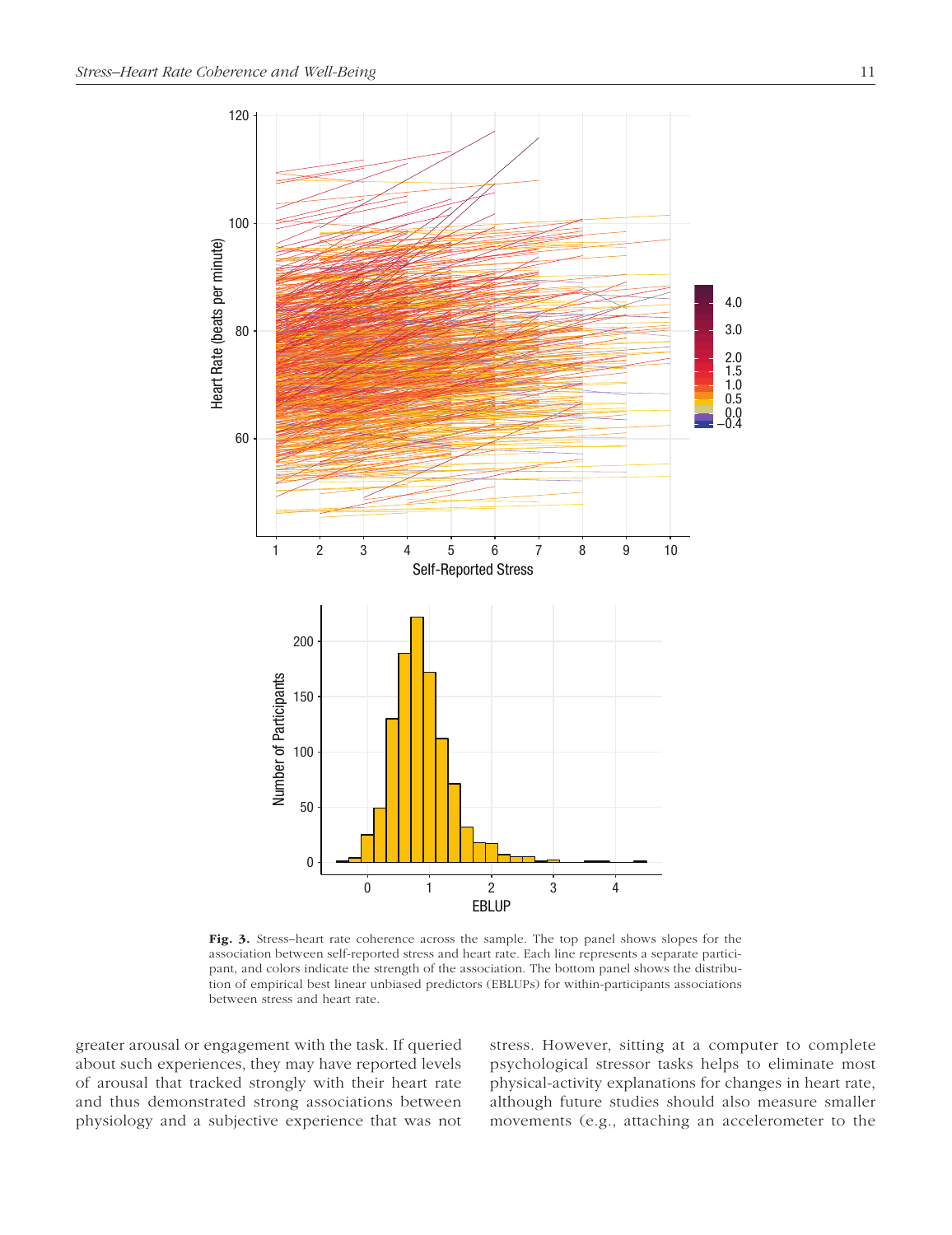**Fig. 3.** Stress–heart rate coherence across the sample. The top panel shows slopes for the association between self-reported stress and heart rate. Each line represents a separate participant, and colors indicate the strength of the association. The bottom panel shows the distribution of empirical best linear unbiased predictors (EBLUPs) for within-participants associations between stress and heart rate.

greater arousal or engagement with the task. If queried about such experiences, they may have reported levels of arousal that tracked strongly with their heart rate and thus demonstrated strong associations between physiology and a subjective experience that was not stress. However, sitting at a computer to complete psychological stressor tasks helps to eliminate most physical-activity explanations for changes in heart rate, although future studies should also measure smaller movements (e.g., attaching an accelerometer to the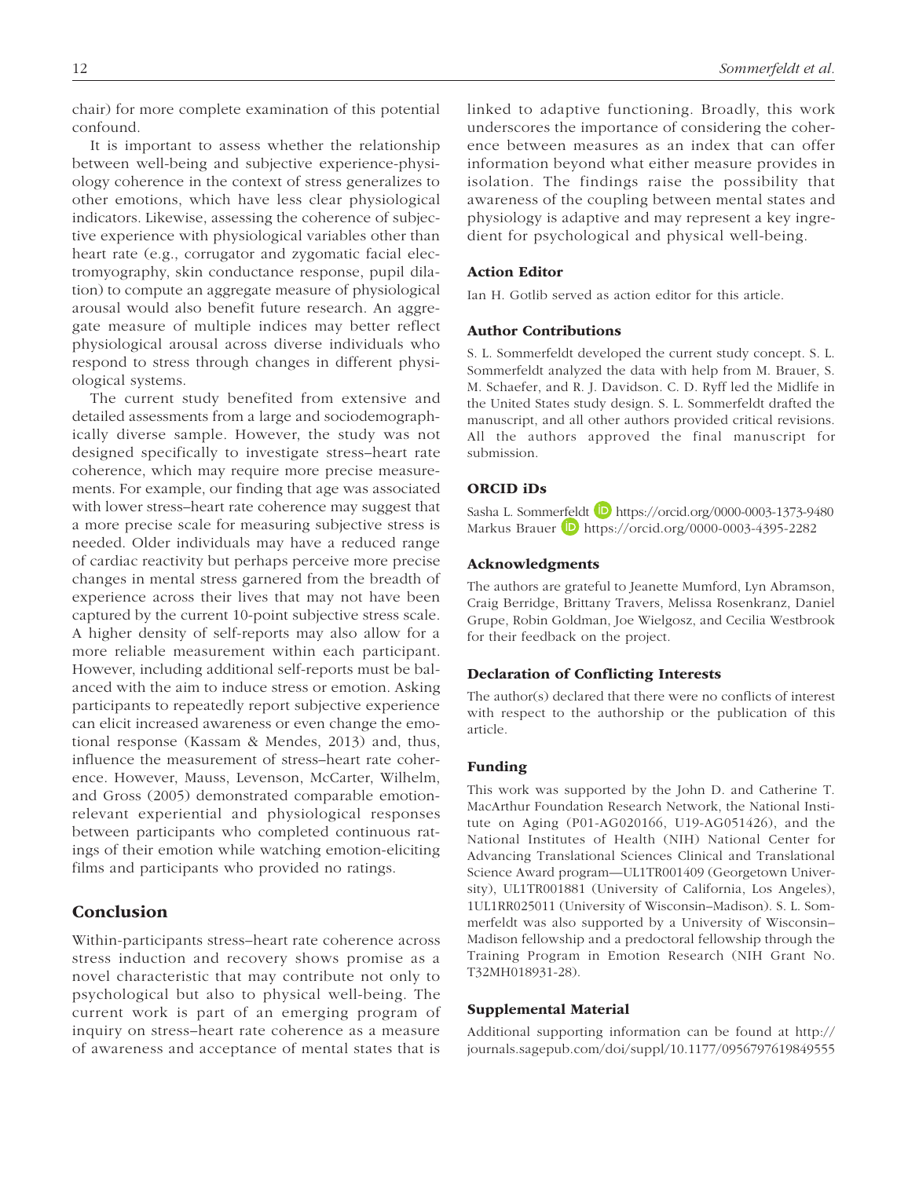chair) for more complete examination of this potential confound.

It is important to assess whether the relationship between well-being and subjective experience-physiology coherence in the context of stress generalizes to other emotions, which have less clear physiological indicators. Likewise, assessing the coherence of subjective experience with physiological variables other than heart rate (e.g., corrugator and zygomatic facial electromyography, skin conductance response, pupil dilation) to compute an aggregate measure of physiological arousal would also benefit future research. An aggregate measure of multiple indices may better reflect physiological arousal across diverse individuals who respond to stress through changes in different physiological systems.

The current study benefited from extensive and detailed assessments from a large and sociodemographically diverse sample. However, the study was not designed specifically to investigate stress–heart rate coherence, which may require more precise measurements. For example, our finding that age was associated with lower stress–heart rate coherence may suggest that a more precise scale for measuring subjective stress is needed. Older individuals may have a reduced range of cardiac reactivity but perhaps perceive more precise changes in mental stress garnered from the breadth of experience across their lives that may not have been captured by the current 10-point subjective stress scale. A higher density of self-reports may also allow for a more reliable measurement within each participant. However, including additional self-reports must be balanced with the aim to induce stress or emotion. Asking participants to repeatedly report subjective experience can elicit increased awareness or even change the emotional response (Kassam & Mendes, 2013) and, thus, influence the measurement of stress–heart rate coherence. However, Mauss, Levenson, McCarter, Wilhelm, and Gross (2005) demonstrated comparable emotion-relevant experiential and physiological responses between participants who completed continuous ratings of their emotion while watching emotion-eliciting films and participants who provided no ratings.

## Conclusion

Within-participants stress–heart rate coherence across stress induction and recovery shows promise as a novel characteristic that may contribute not only to psychological but also to physical well-being. The current work is part of an emerging program of inquiry on stress–heart rate coherence as a measure of awareness and acceptance of mental states that is linked to adaptive functioning. Broadly, this work underscores the importance of considering the coherence between measures as an index that can offer information beyond what either measure provides in isolation. The findings raise the possibility that awareness of the coupling between mental states and physiology is adaptive and may represent a key ingredient for psychological and physical well-being.

### Action Editor

Ian H. Gotlib served as action editor for this article.

### Author Contributions

S. L. Sommerfeldt developed the current study concept. S. L. Sommerfeldt analyzed the data with help from M. Brauer, S. M. Schaefer, and R. J. Davidson. C. D. Ryff led the Midlife in the United States study design. S. L. Sommerfeldt drafted the manuscript, and all other authors provided critical revisions. All the authors approved the final manuscript for submission.

### ORCID iDs

Sasha L. Sommerfeldt https://orcid.org/0000-0003-1373-9480
Markus Brauer https://orcid.org/0000-0003-4395-2282

### Acknowledgments

The authors are grateful to Jeanette Mumford, Lyn Abramson, Craig Berridge, Brittany Travers, Melissa Rosenkranz, Daniel Grupe, Robin Goldman, Joe Wielgosz, and Cecilia Westbrook for their feedback on the project.

### Declaration of Conflicting Interests

The author(s) declared that there were no conflicts of interest with respect to the authorship or the publication of this article.

### Funding

This work was supported by the John D. and Catherine T. MacArthur Foundation Research Network, the National Institute on Aging (P01-AG020166, U19-AG051426), and the National Institutes of Health (NIH) National Center for Advancing Translational Sciences Clinical and Translational Science Award program—UL1TR001409 (Georgetown University), UL1TR001881 (University of California, Los Angeles), 1UL1RR025011 (University of Wisconsin–Madison). S. L. Sommerfeldt was also supported by a University of Wisconsin–Madison fellowship and a predoctoral fellowship through the Training Program in Emotion Research (NIH Grant No. T32MH018931-28).

### Supplemental Material

Additional supporting information can be found at http://journals.sagepub.com/doi/suppl/10.1177/0956797619849555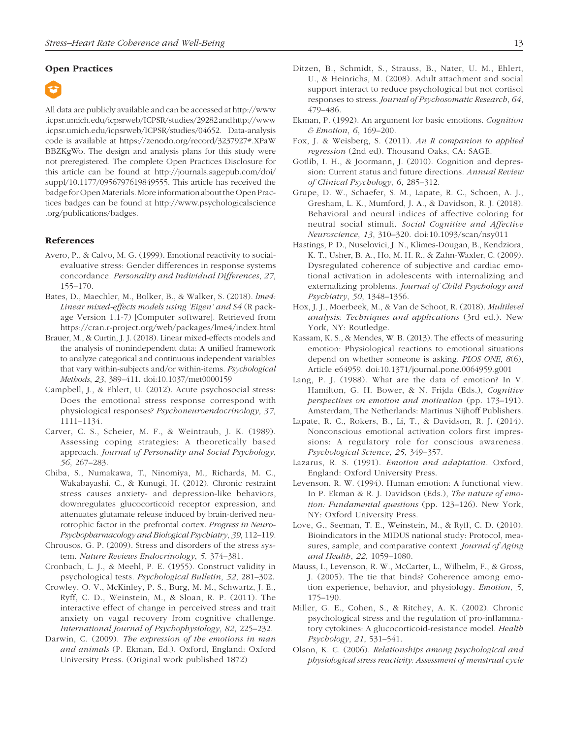## Open Practices

All data are publicly available and can be accessed at http://www.icpsr.umich.edu/icpsrweb/ICPSR/studies/29282 and http://www.icpsr.umich.edu/icpsrweb/ICPSR/studies/04652. Data-analysis code is available at https://zenodo.org/record/3237927#.XPaWBBZKgWo. The design and analysis plans for this study were not preregistered. The complete Open Practices Disclosure for this article can be found at http://journals.sagepub.com/doi/suppl/10.1177/0956797619849555. This article has received the badge for Open Materials. More information about the Open Practices badges can be found at http://www.psychologicalscience.org/publications/badges.

## References

Avero, P., & Calvo, M. G. (1999). Emotional reactivity to social-evaluative stress: Gender differences in response systems concordance. *Personality and Individual Differences*, *27*, 155–170.

Bates, D., Maechler, M., Bolker, B., & Walker, S. (2018). *lme4: Linear mixed-effects models using 'Eigen' and S4* (R package Version 1.1-7) [Computer software]. Retrieved from https://cran.r-project.org/web/packages/lme4/index.html

Brauer, M., & Curtin, J. J. (2018). Linear mixed-effects models and the analysis of nonindependent data: A unified framework to analyze categorical and continuous independent variables that vary within-subjects and/or within-items. *Psychological Methods*, *23*, 389–411. doi:10.1037/met0000159

Campbell, J., & Ehlert, U. (2012). Acute psychosocial stress: Does the emotional stress response correspond with physiological responses? *Psychoneuroendocrinology*, *37*, 1111–1134.

Carver, C. S., Scheier, M. F., & Weintraub, J. K. (1989). Assessing coping strategies: A theoretically based approach. *Journal of Personality and Social Psychology*, *56*, 267–283.

Chiba, S., Numakawa, T., Ninomiya, M., Richards, M. C., Wakabayashi, C., & Kunugi, H. (2012). Chronic restraint stress causes anxiety- and depression-like behaviors, downregulates glucocorticoid receptor expression, and attenuates glutamate release induced by brain-derived neurotrophic factor in the prefrontal cortex. *Progress in Neuro-Psychopharmacology and Biological Psychiatry*, *39*, 112–119.

Chrousos, G. P. (2009). Stress and disorders of the stress system. *Nature Reviews Endocrinology*, *5*, 374–381.

Cronbach, L. J., & Meehl, P. E. (1955). Construct validity in psychological tests. *Psychological Bulletin*, *52*, 281–302.

Crowley, O. V., McKinley, P. S., Burg, M. M., Schwartz, J. E., Ryff, C. D., Weinstein, M., & Sloan, R. P. (2011). The interactive effect of change in perceived stress and trait anxiety on vagal recovery from cognitive challenge. *International Journal of Psychophysiology*, *82*, 225–232.

Darwin, C. (2009). *The expression of the emotions in man and animals* (P. Ekman, Ed.). Oxford, England: Oxford University Press. (Original work published 1872)

Ditzen, B., Schmidt, S., Strauss, B., Nater, U. M., Ehlert, U., & Heinrichs, M. (2008). Adult attachment and social support interact to reduce psychological but not cortisol responses to stress. *Journal of Psychosomatic Research*, *64*, 479–486.

Ekman, P. (1992). An argument for basic emotions. *Cognition & Emotion*, *6*, 169–200.

Fox, J. & Weisberg, S. (2011). *An R companion to applied regression* (2nd ed). Thousand Oaks, CA: SAGE.

Gotlib, I. H., & Joormann, J. (2010). Cognition and depression: Current status and future directions. *Annual Review of Clinical Psychology*, *6*, 285–312.

Grupe, D. W., Schaefer, S. M., Lapate, R. C., Schoen, A. J., Gresham, L. K., Mumford, J. A., & Davidson, R. J. (2018). Behavioral and neural indices of affective coloring for neutral social stimuli. *Social Cognitive and Affective Neuroscience*, *13*, 310–320. doi:10.1093/scan/nsy011

Hastings, P. D., Nuselovici, J. N., Klimes-Dougan, B., Kendziora, K. T., Usher, B. A., Ho, M. H. R., & Zahn-Waxler, C. (2009). Dysregulated coherence of subjective and cardiac emotional activation in adolescents with internalizing and externalizing problems. *Journal of Child Psychology and Psychiatry*, *50*, 1348–1356.

Hox, J. J., Moerbeek, M., & Van de Schoot, R. (2018). *Multilevel analysis: Techniques and applications* (3rd ed.). New York, NY: Routledge.

Kassam, K. S., & Mendes, W. B. (2013). The effects of measuring emotion: Physiological reactions to emotional situations depend on whether someone is asking. *PLOS ONE*, *8*(6), Article e64959. doi:10.1371/journal.pone.0064959.g001

Lang, P. J. (1988). What are the data of emotion? In V. Hamilton, G. H. Bower, & N. Frijda (Eds.), *Cognitive perspectives on emotion and motivation* (pp. 173–191). Amsterdam, The Netherlands: Martinus Nijhoff Publishers.

Lapate, R. C., Rokers, B., Li, T., & Davidson, R. J. (2014). Nonconscious emotional activation colors first impressions: A regulatory role for conscious awareness. *Psychological Science*, *25*, 349–357.

Lazarus, R. S. (1991). *Emotion and adaptation*. Oxford, England: Oxford University Press.

Levenson, R. W. (1994). Human emotion: A functional view. In P. Ekman & R. J. Davidson (Eds.), *The nature of emotion: Fundamental questions* (pp. 123–126). New York, NY: Oxford University Press.

Love, G., Seeman, T. E., Weinstein, M., & Ryff, C. D. (2010). Bioindicators in the MIDUS national study: Protocol, measures, sample, and comparative context. *Journal of Aging and Health*, *22*, 1059–1080.

Mauss, I., Levenson, R. W., McCarter, L., Wilhelm, F., & Gross, J. (2005). The tie that binds? Coherence among emotion experience, behavior, and physiology. *Emotion*, *5*, 175–190.

Miller, G. E., Cohen, S., & Ritchey, A. K. (2002). Chronic psychological stress and the regulation of pro-inflammatory cytokines: A glucocorticoid-resistance model. *Health Psychology*, *21*, 531–541.

Olson, K. C. (2006). *Relationships among psychological and physiological stress reactivity: Assessment of menstrual cycle*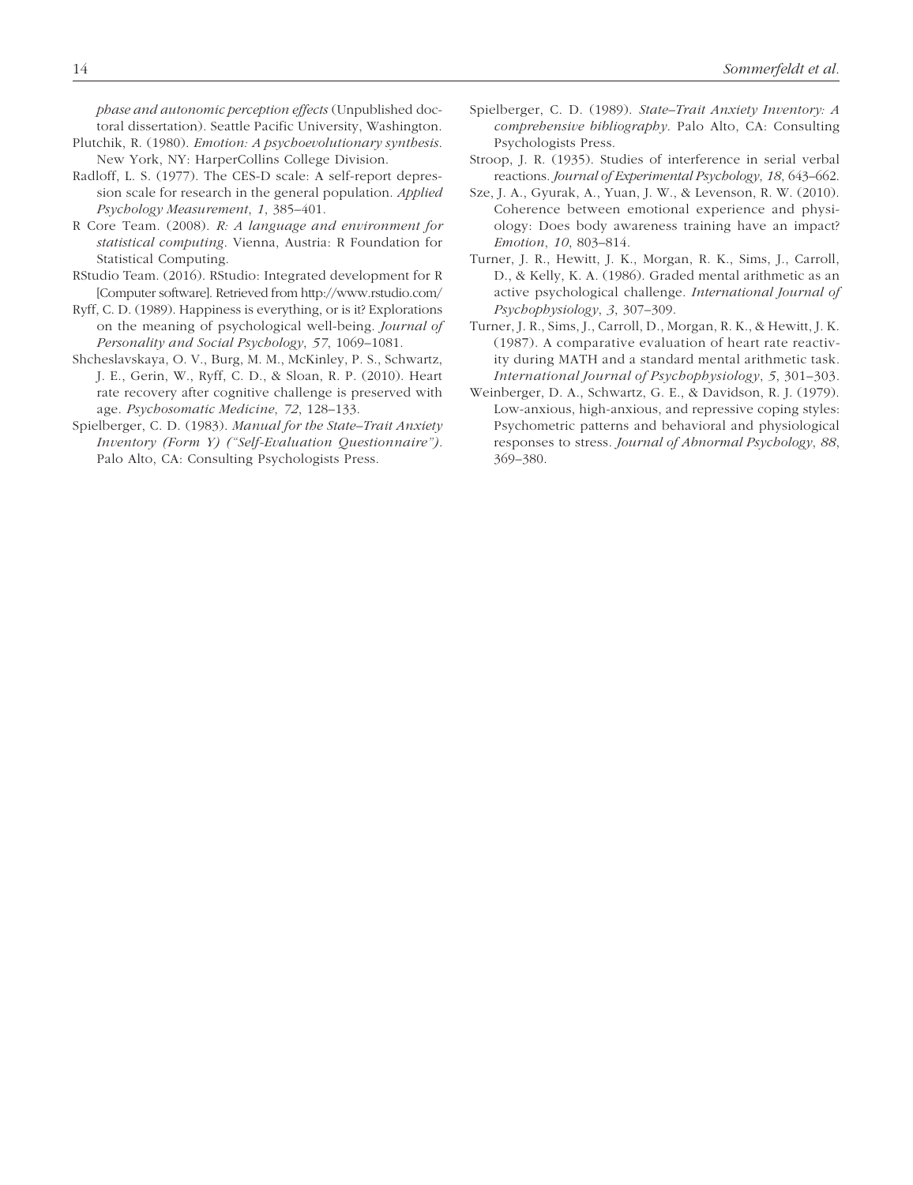*phase and autonomic perception effects* (Unpublished doctoral dissertation). Seattle Pacific University, Washington.

Plutchik, R. (1980). *Emotion: A psychoevolutionary synthesis*. New York, NY: HarperCollins College Division.

Radloff, L. S. (1977). The CES-D scale: A self-report depression scale for research in the general population. *Applied Psychology Measurement*, *1*, 385–401.

R Core Team. (2008). *R: A language and environment for statistical computing*. Vienna, Austria: R Foundation for Statistical Computing.

RStudio Team. (2016). RStudio: Integrated development for R [Computer software]. Retrieved from http://www.rstudio.com/

Ryff, C. D. (1989). Happiness is everything, or is it? Explorations on the meaning of psychological well-being. *Journal of Personality and Social Psychology*, *57*, 1069–1081.

Shcheslavskaya, O. V., Burg, M. M., McKinley, P. S., Schwartz, J. E., Gerin, W., Ryff, C. D., & Sloan, R. P. (2010). Heart rate recovery after cognitive challenge is preserved with age. *Psychosomatic Medicine*, *72*, 128–133.

Spielberger, C. D. (1983). *Manual for the State–Trait Anxiety Inventory (Form Y) ("Self-Evaluation Questionnaire")*. Palo Alto, CA: Consulting Psychologists Press.

Spielberger, C. D. (1989). *State–Trait Anxiety Inventory: A comprehensive bibliography*. Palo Alto, CA: Consulting Psychologists Press.

Stroop, J. R. (1935). Studies of interference in serial verbal reactions. *Journal of Experimental Psychology*, *18*, 643–662.

Sze, J. A., Gyurak, A., Yuan, J. W., & Levenson, R. W. (2010). Coherence between emotional experience and physiology: Does body awareness training have an impact? *Emotion*, *10*, 803–814.

Turner, J. R., Hewitt, J. K., Morgan, R. K., Sims, J., Carroll, D., & Kelly, K. A. (1986). Graded mental arithmetic as an active psychological challenge. *International Journal of Psychophysiology*, *3*, 307–309.

Turner, J. R., Sims, J., Carroll, D., Morgan, R. K., & Hewitt, J. K. (1987). A comparative evaluation of heart rate reactivity during MATH and a standard mental arithmetic task. *International Journal of Psychophysiology*, *5*, 301–303.

Weinberger, D. A., Schwartz, G. E., & Davidson, R. J. (1979). Low-anxious, high-anxious, and repressive coping styles: Psychometric patterns and behavioral and physiological responses to stress. *Journal of Abnormal Psychology*, *88*, 369–380.